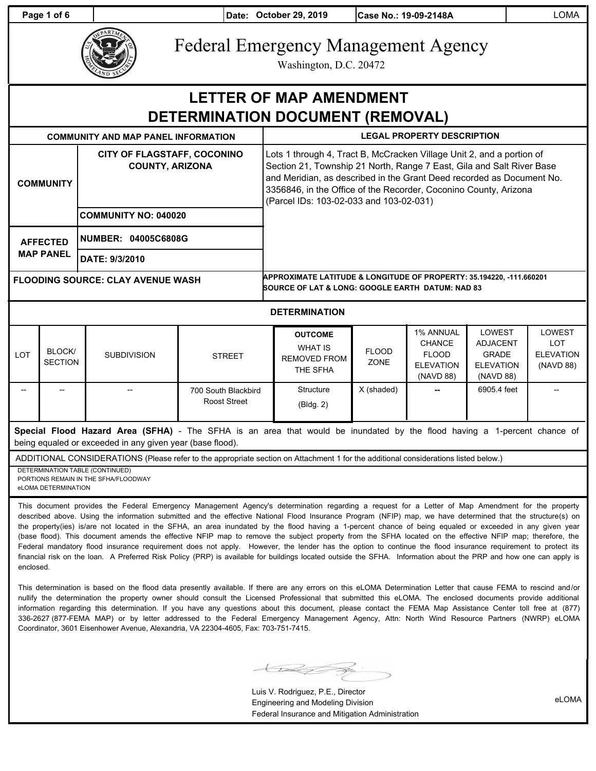| Date: October 29, 2019 | Case No.: 19-09-2148A | LOMA |
|---|---|---|

# Federal Emergency Management Agency

Washington, D.C. 20472

## LETTER OF MAP AMENDMENT DETERMINATION DOCUMENT (REMOVAL)

| COMMUNITY AND MAP PANEL INFORMATION | | LEGAL PROPERTY DESCRIPTION |
|---|---|---|
| COMMUNITY | CITY OF FLAGSTAFF, COCONINO COUNTY, ARIZONA | Lots 1 through 4, Tract B, McCracken Village Unit 2, and a portion of Section 21, Township 21 North, Range 7 East, Gila and Salt River Base and Meridian, as described in the Grant Deed recorded as Document No. 3356846, in the Office of the Recorder, Coconino County, Arizona (Parcel IDs: 103-02-033 and 103-02-031) |
| | COMMUNITY NO: 040020 | |
| AFFECTED MAP PANEL | NUMBER: 04005C6808G | |
| | DATE: 9/3/2010 | |
| FLOODING SOURCE: CLAY AVENUE WASH | | APPROXIMATE LATITUDE & LONGITUDE OF PROPERTY: 35.194220, -111.660201<br>SOURCE OF LAT & LONG: GOOGLE EARTH DATUM: NAD 83 |

### DETERMINATION

| LOT | BLOCK/ SECTION | SUBDIVISION | STREET | OUTCOME WHAT IS REMOVED FROM THE SFHA | FLOOD ZONE | 1% ANNUAL CHANCE FLOOD ELEVATION (NAVD 88) | LOWEST ADJACENT GRADE ELEVATION (NAVD 88) | LOWEST LOT ELEVATION (NAVD 88) |
|---|---|---|---|---|---|---|---|---|
| -- | -- | -- | 700 South Blackbird Roost Street | Structure (Bldg. 2) | X (shaded) | -- | 6905.4 feet | -- |

**Special Flood Hazard Area (SFHA)** - The SFHA is an area that would be inundated by the flood having a 1-percent chance of being equaled or exceeded in any given year (base flood).

ADDITIONAL CONSIDERATIONS (Please refer to the appropriate section on Attachment 1 for the additional considerations listed below.)

DETERMINATION TABLE (CONTINUED)
PORTIONS REMAIN IN THE SFHA/FLOODWAY
eLOMA DETERMINATION

This document provides the Federal Emergency Management Agency's determination regarding a request for a Letter of Map Amendment for the property described above. Using the information submitted and the effective National Flood Insurance Program (NFIP) map, we have determined that the structure(s) on the property(ies) is/are not located in the SFHA, an area inundated by the flood having a 1-percent chance of being equaled or exceeded in any given year (base flood). This document amends the effective NFIP map to remove the subject property from the SFHA located on the effective NFIP map; therefore, the Federal mandatory flood insurance requirement does not apply. However, the lender has the option to continue the flood insurance requirement to protect its financial risk on the loan. A Preferred Risk Policy (PRP) is available for buildings located outside the SFHA. Information about the PRP and how one can apply is enclosed.

This determination is based on the flood data presently available. If there are any errors on this eLOMA Determination Letter that cause FEMA to rescind and/or nullify the determination the property owner should consult the Licensed Professional that submitted this eLOMA. The enclosed documents provide additional information regarding this determination. If you have any questions about this document, please contact the FEMA Map Assistance Center toll free at (877) 336-2627 (877-FEMA MAP) or by letter addressed to the Federal Emergency Management Agency, Attn: North Wind Resource Partners (NWRP) eLOMA Coordinator, 3601 Eisenhower Avenue, Alexandria, VA 22304-4605, Fax: 703-751-7415.

Luis V. Rodriguez, P.E., Director
Engineering and Modeling Division
Federal Insurance and Mitigation Administration

eLOMA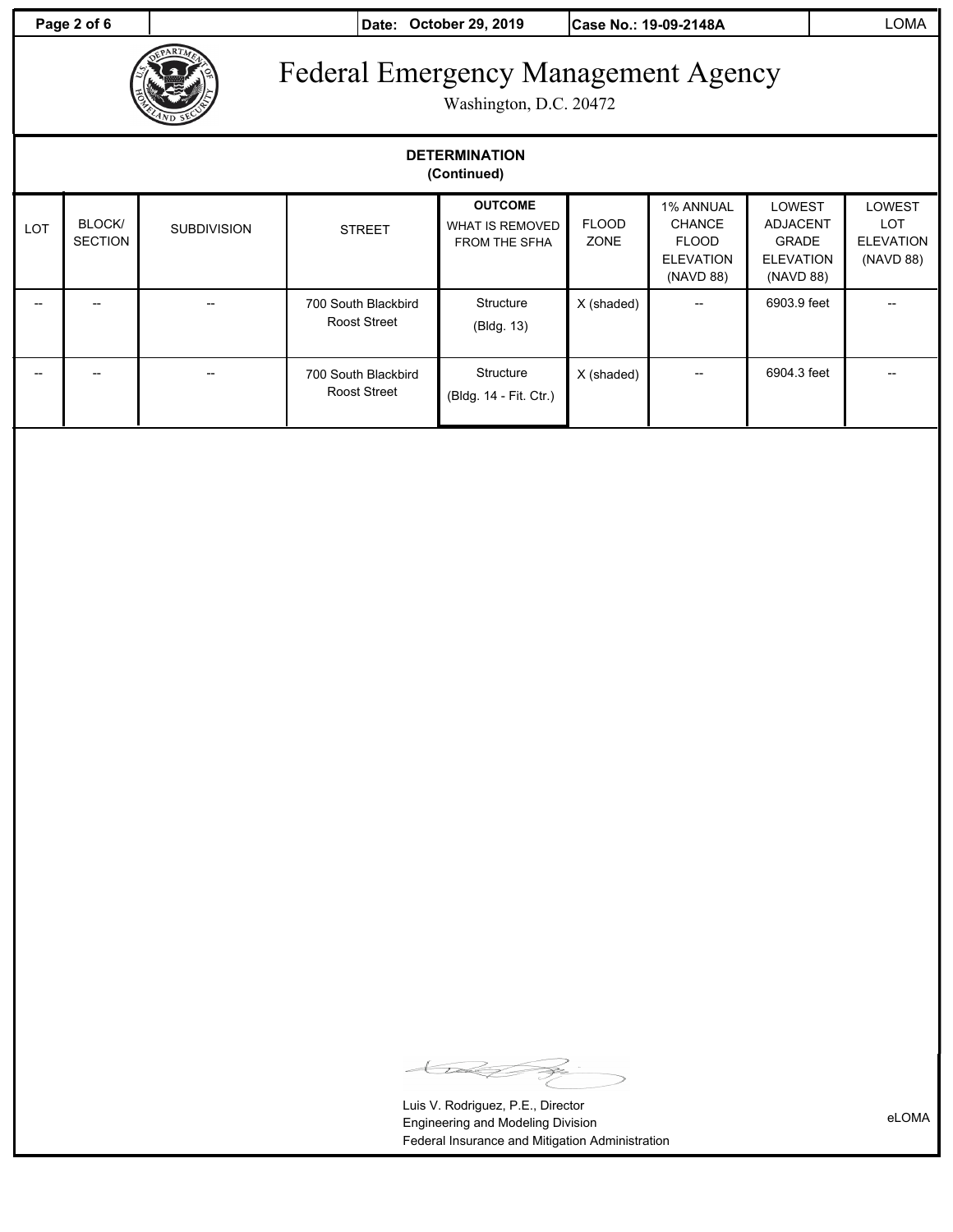# Federal Emergency Management Agency

Washington, D.C. 20472

Date: October 29, 2019 | Case No.: 19-09-2148A | LOMA

## DETERMINATION
**(Continued)**

| LOT | BLOCK/ SECTION | SUBDIVISION | STREET | **OUTCOME** WHAT IS REMOVED FROM THE SFHA | FLOOD ZONE | 1% ANNUAL CHANCE FLOOD ELEVATION (NAVD 88) | LOWEST ADJACENT GRADE ELEVATION (NAVD 88) | LOWEST LOT ELEVATION (NAVD 88) |
|---|---|---|---|---|---|---|---|---|
| -- | -- | -- | 700 South Blackbird Roost Street | Structure (Bldg. 13) | X (shaded) | -- | 6903.9 feet | -- |
| -- | -- | -- | 700 South Blackbird Roost Street | Structure (Bldg. 14 - Fit. Ctr.) | X (shaded) | -- | 6904.3 feet | -- |

Luis V. Rodriguez, P.E., Director
Engineering and Modeling Division
Federal Insurance and Mitigation Administration

eLOMA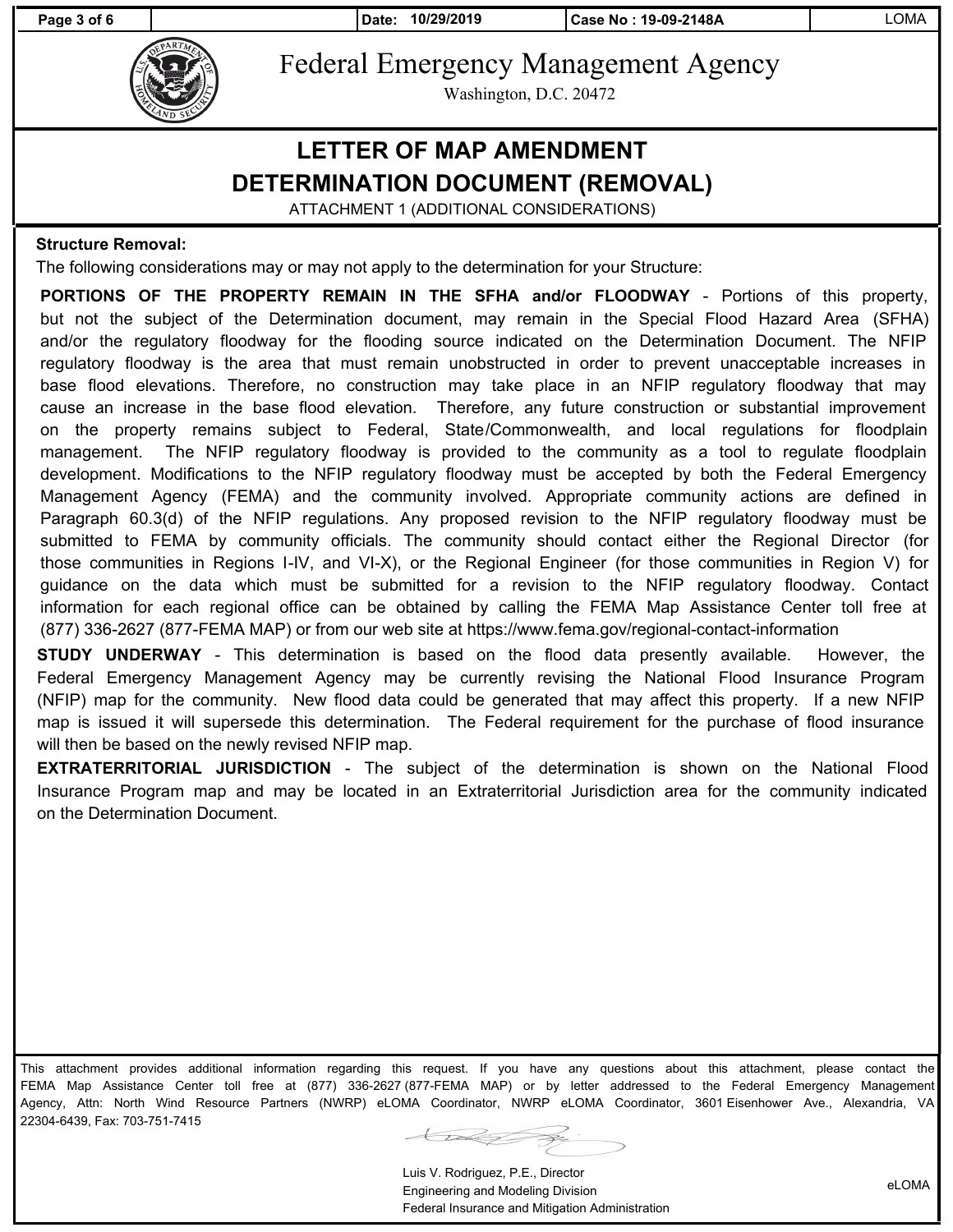# Federal Emergency Management Agency

Washington, D.C. 20472

## LETTER OF MAP AMENDMENT DETERMINATION DOCUMENT (REMOVAL)

ATTACHMENT 1 (ADDITIONAL CONSIDERATIONS)

**Structure Removal:**

The following considerations may or may not apply to the determination for your Structure:

**PORTIONS OF THE PROPERTY REMAIN IN THE SFHA and/or FLOODWAY** - Portions of this property, but not the subject of the Determination document, may remain in the Special Flood Hazard Area (SFHA) and/or the regulatory floodway for the flooding source indicated on the Determination Document. The NFIP regulatory floodway is the area that must remain unobstructed in order to prevent unacceptable increases in base flood elevations. Therefore, no construction may take place in an NFIP regulatory floodway that may cause an increase in the base flood elevation. Therefore, any future construction or substantial improvement on the property remains subject to Federal, State/Commonwealth, and local regulations for floodplain management. The NFIP regulatory floodway is provided to the community as a tool to regulate floodplain development. Modifications to the NFIP regulatory floodway must be accepted by both the Federal Emergency Management Agency (FEMA) and the community involved. Appropriate community actions are defined in Paragraph 60.3(d) of the NFIP regulations. Any proposed revision to the NFIP regulatory floodway must be submitted to FEMA by community officials. The community should contact either the Regional Director (for those communities in Regions I-IV, and VI-X), or the Regional Engineer (for those communities in Region V) for guidance on the data which must be submitted for a revision to the NFIP regulatory floodway. Contact information for each regional office can be obtained by calling the FEMA Map Assistance Center toll free at (877) 336-2627 (877-FEMA MAP) or from our web site at https://www.fema.gov/regional-contact-information

**STUDY UNDERWAY** - This determination is based on the flood data presently available. However, the Federal Emergency Management Agency may be currently revising the National Flood Insurance Program (NFIP) map for the community. New flood data could be generated that may affect this property. If a new NFIP map is issued it will supersede this determination. The Federal requirement for the purchase of flood insurance will then be based on the newly revised NFIP map.

**EXTRATERRITORIAL JURISDICTION** - The subject of the determination is shown on the National Flood Insurance Program map and may be located in an Extraterritorial Jurisdiction area for the community indicated on the Determination Document.

This attachment provides additional information regarding this request. If you have any questions about this attachment, please contact the FEMA Map Assistance Center toll free at (877) 336-2627 (877-FEMA MAP) or by letter addressed to the Federal Emergency Management Agency, Attn: North Wind Resource Partners (NWRP) eLOMA Coordinator, NWRP eLOMA Coordinator, 3601 Eisenhower Ave., Alexandria, VA 22304-6439, Fax: 703-751-7415

Luis V. Rodriguez, P.E., Director
Engineering and Modeling Division
Federal Insurance and Mitigation Administration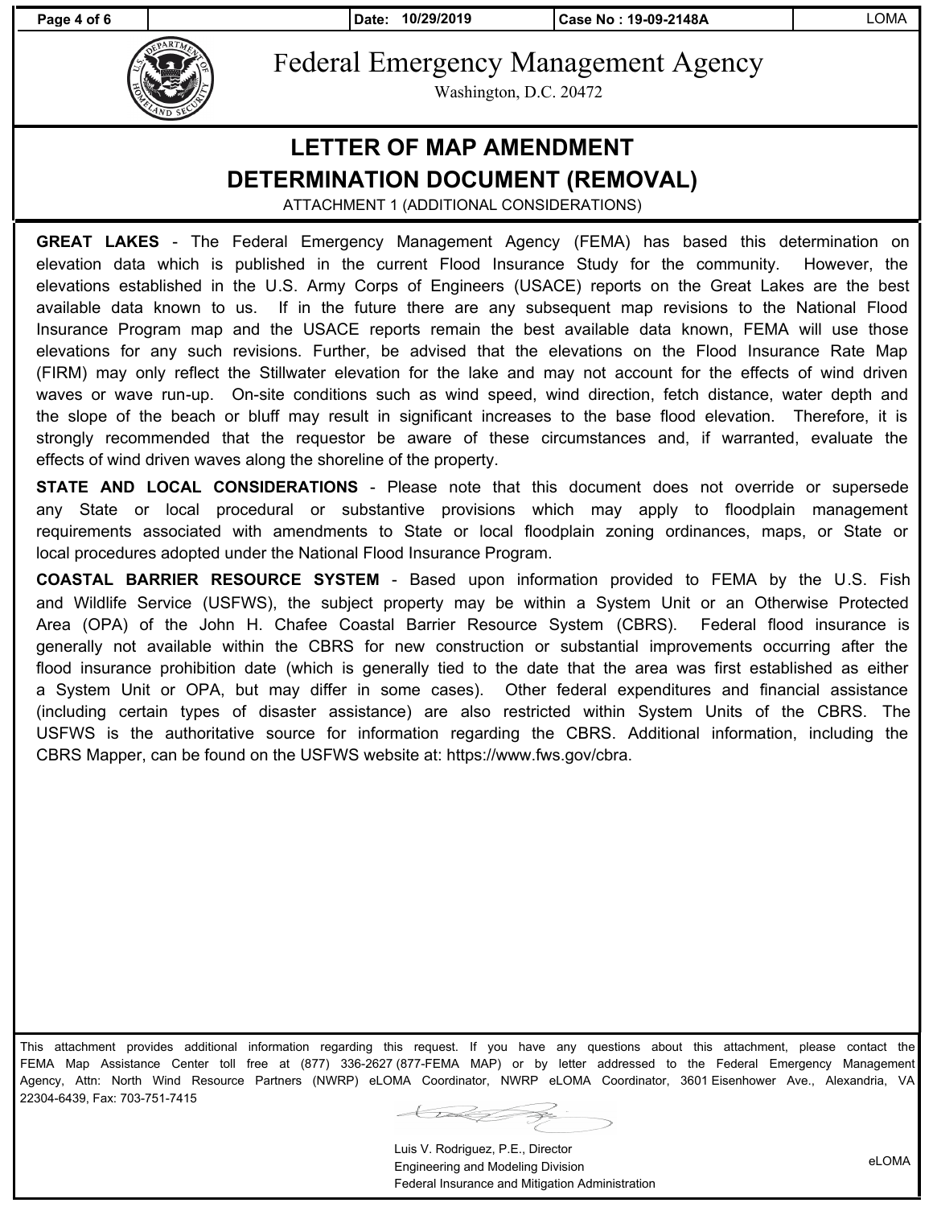# Federal Emergency Management Agency

Washington, D.C. 20472

## LETTER OF MAP AMENDMENT DETERMINATION DOCUMENT (REMOVAL)

ATTACHMENT 1 (ADDITIONAL CONSIDERATIONS)

**GREAT LAKES** - The Federal Emergency Management Agency (FEMA) has based this determination on elevation data which is published in the current Flood Insurance Study for the community. However, the elevations established in the U.S. Army Corps of Engineers (USACE) reports on the Great Lakes are the best available data known to us. If in the future there are any subsequent map revisions to the National Flood Insurance Program map and the USACE reports remain the best available data known, FEMA will use those elevations for any such revisions. Further, be advised that the elevations on the Flood Insurance Rate Map (FIRM) may only reflect the Stillwater elevation for the lake and may not account for the effects of wind driven waves or wave run-up. On-site conditions such as wind speed, wind direction, fetch distance, water depth and the slope of the beach or bluff may result in significant increases to the base flood elevation. Therefore, it is strongly recommended that the requestor be aware of these circumstances and, if warranted, evaluate the effects of wind driven waves along the shoreline of the property.

**STATE AND LOCAL CONSIDERATIONS** - Please note that this document does not override or supersede any State or local procedural or substantive provisions which may apply to floodplain management requirements associated with amendments to State or local floodplain zoning ordinances, maps, or State or local procedures adopted under the National Flood Insurance Program.

**COASTAL BARRIER RESOURCE SYSTEM** - Based upon information provided to FEMA by the U.S. Fish and Wildlife Service (USFWS), the subject property may be within a System Unit or an Otherwise Protected Area (OPA) of the John H. Chafee Coastal Barrier Resource System (CBRS). Federal flood insurance is generally not available within the CBRS for new construction or substantial improvements occurring after the flood insurance prohibition date (which is generally tied to the date that the area was first established as either a System Unit or OPA, but may differ in some cases). Other federal expenditures and financial assistance (including certain types of disaster assistance) are also restricted within System Units of the CBRS. The USFWS is the authoritative source for information regarding the CBRS. Additional information, including the CBRS Mapper, can be found on the USFWS website at: https://www.fws.gov/cbra.

This attachment provides additional information regarding this request. If you have any questions about this attachment, please contact the FEMA Map Assistance Center toll free at (877) 336-2627 (877-FEMA MAP) or by letter addressed to the Federal Emergency Management Agency, Attn: North Wind Resource Partners (NWRP) eLOMA Coordinator, NWRP eLOMA Coordinator, 3601 Eisenhower Ave., Alexandria, VA 22304-6439, Fax: 703-751-7415

Luis V. Rodriguez, P.E., Director
Engineering and Modeling Division
Federal Insurance and Mitigation Administration